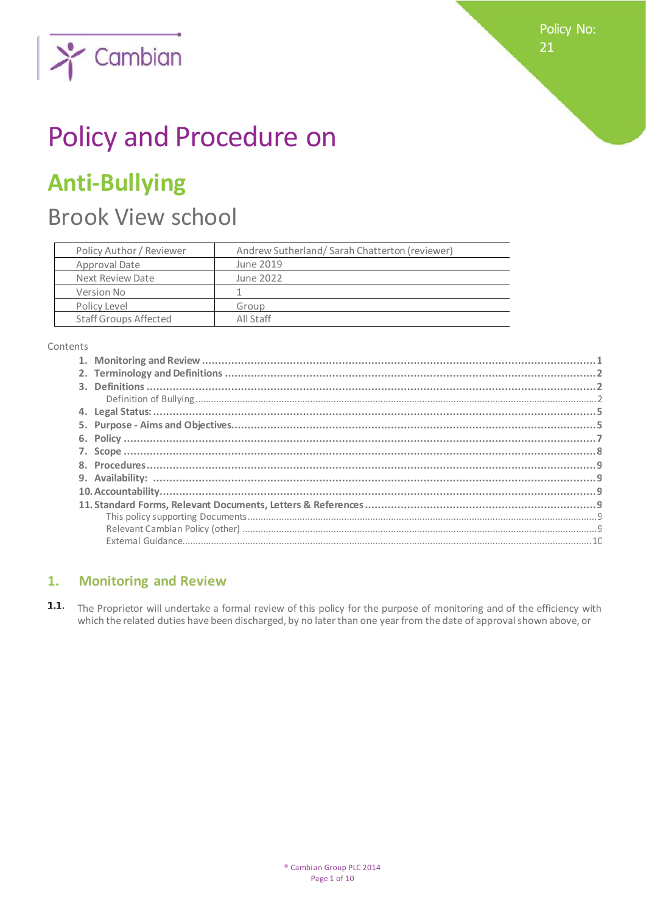Policy No: 21

# Policy and Procedure on

# Anti-Bullying

## Brook View school

| Policy Author / Reviewer | Andrew Sutherland/ Sarah Chatterton (reviewer) |
|---|---|
| Approval Date | June 2019 |
| Next Review Date | June 2022 |
| Version No | 1 |
| Policy Level | Group |
| Staff Groups Affected | All Staff |

Contents

1. Monitoring and Review ........ 1
2. Terminology and Definitions ........ 2
3. Definitions ........ 2
   - Definition of Bullying ........ 2
4. Legal Status: ........ 5
5. Purpose - Aims and Objectives ........ 5
6. Policy ........ 7
7. Scope ........ 8
8. Procedures ........ 9
9. Availability: ........ 9
10. Accountability ........ 9
11. Standard Forms, Relevant Documents, Letters & References ........ 9
    - This policy supporting Documents ........ 9
    - Relevant Cambian Policy (other) ........ 9
    - External Guidance ........ 10

## 1. Monitoring and Review

**1.1.** The Proprietor will undertake a formal review of this policy for the purpose of monitoring and of the efficiency with which the related duties have been discharged, by no later than one year from the date of approval shown above, or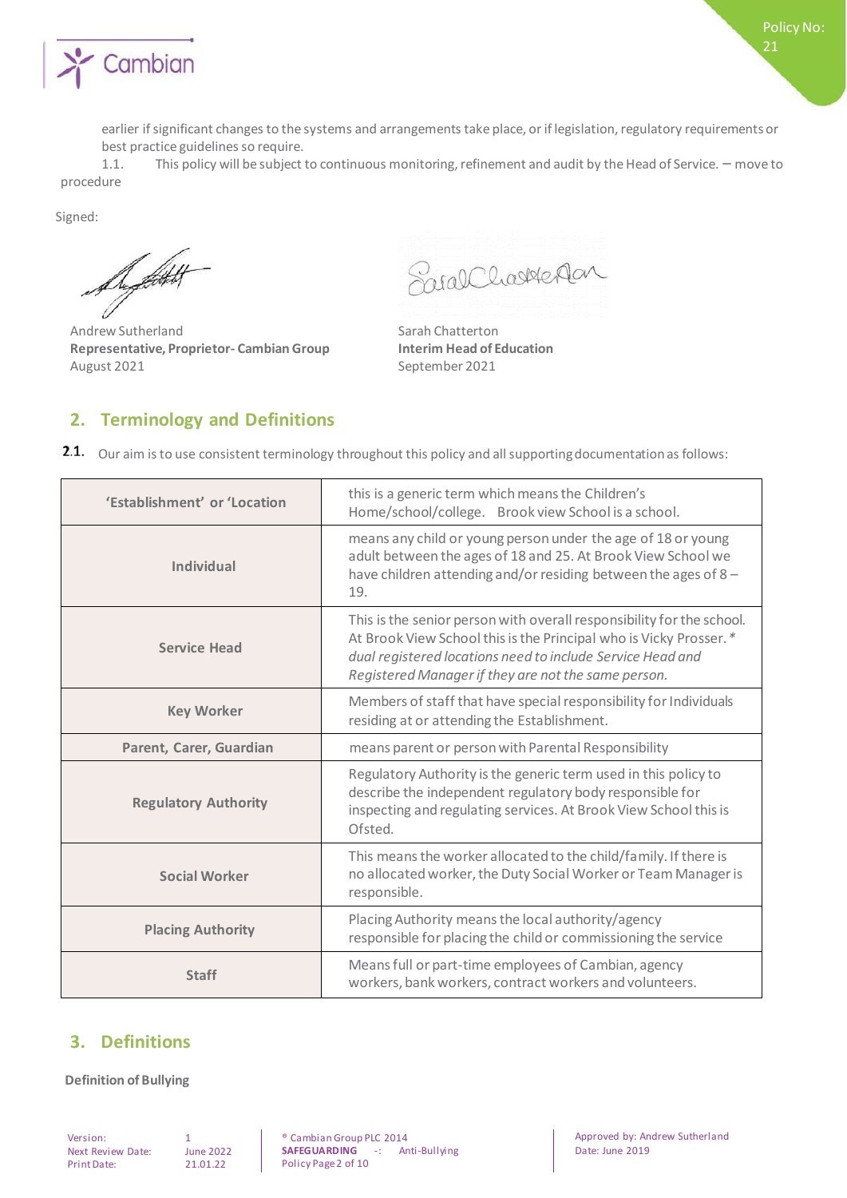earlier if significant changes to the systems and arrangements take place, or if legislation, regulatory requirements or best practice guidelines so require.

1.1. This policy will be subject to continuous monitoring, refinement and audit by the Head of Service. – move to procedure

Signed:

Andrew Sutherland
**Representative, Proprietor- Cambian Group**
August 2021

Sarah Chatterton
**Interim Head of Education**
September 2021

## 2. Terminology and Definitions

2.1. Our aim is to use consistent terminology throughout this policy and all supporting documentation as follows:

| | |
|---|---|
| **'Establishment' or 'Location** | this is a generic term which means the Children's Home/school/college. Brook view School is a school. |
| **Individual** | means any child or young person under the age of 18 or young adult between the ages of 18 and 25. At Brook View School we have children attending and/or residing between the ages of 8 – 19. |
| **Service Head** | This is the senior person with overall responsibility for the school. At Brook View School this is the Principal who is Vicky Prosser. *\* dual registered locations need to include Service Head and Registered Manager if they are not the same person.* |
| **Key Worker** | Members of staff that have special responsibility for Individuals residing at or attending the Establishment. |
| **Parent, Carer, Guardian** | means parent or person with Parental Responsibility |
| **Regulatory Authority** | Regulatory Authority is the generic term used in this policy to describe the independent regulatory body responsible for inspecting and regulating services. At Brook View School this is Ofsted. |
| **Social Worker** | This means the worker allocated to the child/family. If there is no allocated worker, the Duty Social Worker or Team Manager is responsible. |
| **Placing Authority** | Placing Authority means the local authority/agency responsible for placing the child or commissioning the service |
| **Staff** | Means full or part-time employees of Cambian, agency workers, bank workers, contract workers and volunteers. |

## 3. Definitions

**Definition of Bullying**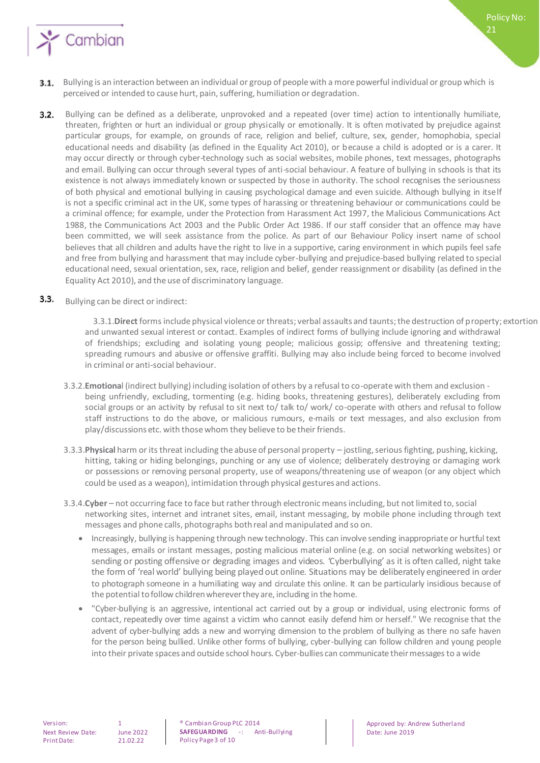**3.1.** Bullying is an interaction between an individual or group of people with a more powerful individual or group which is perceived or intended to cause hurt, pain, suffering, humiliation or degradation.

**3.2.** Bullying can be defined as a deliberate, unprovoked and a repeated (over time) action to intentionally humiliate, threaten, frighten or hurt an individual or group physically or emotionally. It is often motivated by prejudice against particular groups, for example, on grounds of race, religion and belief, culture, sex, gender, homophobia, special educational needs and disability (as defined in the Equality Act 2010), or because a child is adopted or is a carer. It may occur directly or through cyber-technology such as social websites, mobile phones, text messages, photographs and email. Bullying can occur through several types of anti-social behaviour. A feature of bullying in schools is that its existence is not always immediately known or suspected by those in authority. The school recognises the seriousness of both physical and emotional bullying in causing psychological damage and even suicide. Although bullying in itself is not a specific criminal act in the UK, some types of harassing or threatening behaviour or communications could be a criminal offence; for example, under the Protection from Harassment Act 1997, the Malicious Communications Act 1988, the Communications Act 2003 and the Public Order Act 1986. If our staff consider that an offence may have been committed, we will seek assistance from the police. As part of our Behaviour Policy insert name of school believes that all children and adults have the right to live in a supportive, caring environment in which pupils feel safe and free from bullying and harassment that may include cyber-bullying and prejudice-based bullying related to special educational need, sexual orientation, sex, race, religion and belief, gender reassignment or disability (as defined in the Equality Act 2010), and the use of discriminatory language.

**3.3.** Bullying can be direct or indirect:

3.3.1. **Direct** forms include physical violence or threats; verbal assaults and taunts; the destruction of property; extortion and unwanted sexual interest or contact. Examples of indirect forms of bullying include ignoring and withdrawal of friendships; excluding and isolating young people; malicious gossip; offensive and threatening texting; spreading rumours and abusive or offensive graffiti. Bullying may also include being forced to become involved in criminal or anti-social behaviour.

3.3.2. **Emotional** (indirect bullying) including isolation of others by a refusal to co-operate with them and exclusion - being unfriendly, excluding, tormenting (e.g. hiding books, threatening gestures), deliberately excluding from social groups or an activity by refusal to sit next to/ talk to/ work/ co-operate with others and refusal to follow staff instructions to do the above, or malicious rumours, e-mails or text messages, and also exclusion from play/discussions etc. with those whom they believe to be their friends.

3.3.3. **Physical** harm or its threat including the abuse of personal property – jostling, serious fighting, pushing, kicking, hitting, taking or hiding belongings, punching or any use of violence; deliberately destroying or damaging work or possessions or removing personal property, use of weapons/threatening use of weapon (or any object which could be used as a weapon), intimidation through physical gestures and actions.

3.3.4. **Cyber** – not occurring face to face but rather through electronic means including, but not limited to, social networking sites, internet and intranet sites, email, instant messaging, by mobile phone including through text messages and phone calls, photographs both real and manipulated and so on.

- Increasingly, bullying is happening through new technology. This can involve sending inappropriate or hurtful text messages, emails or instant messages, posting malicious material online (e.g. on social networking websites) or sending or posting offensive or degrading images and videos. 'Cyberbullying' as it is often called, night take the form of 'real world' bullying being played out online. Situations may be deliberately engineered in order to photograph someone in a humiliating way and circulate this online. It can be particularly insidious because of the potential to follow children wherever they are, including in the home.
- "Cyber-bullying is an aggressive, intentional act carried out by a group or individual, using electronic forms of contact, repeatedly over time against a victim who cannot easily defend him or herself." We recognise that the advent of cyber-bullying adds a new and worrying dimension to the problem of bullying as there no safe haven for the person being bullied. Unlike other forms of bullying, cyber-bullying can follow children and young people into their private spaces and outside school hours. Cyber-bullies can communicate their messages to a wide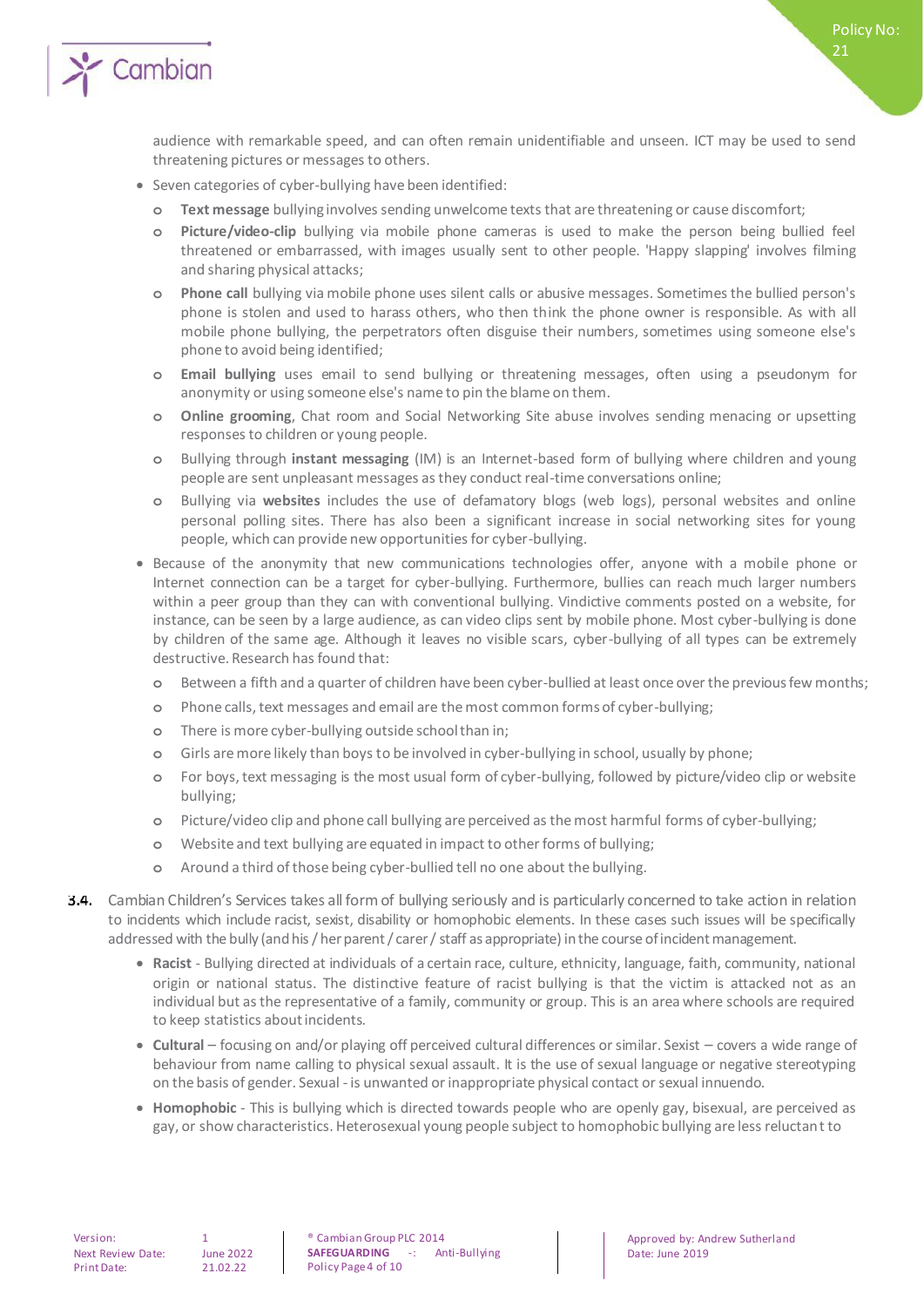audience with remarkable speed, and can often remain unidentifiable and unseen. ICT may be used to send threatening pictures or messages to others.

- Seven categories of cyber-bullying have been identified:
  - **Text message** bullying involves sending unwelcome texts that are threatening or cause discomfort;
  - **Picture/video-clip** bullying via mobile phone cameras is used to make the person being bullied feel threatened or embarrassed, with images usually sent to other people. 'Happy slapping' involves filming and sharing physical attacks;
  - **Phone call** bullying via mobile phone uses silent calls or abusive messages. Sometimes the bullied person's phone is stolen and used to harass others, who then think the phone owner is responsible. As with all mobile phone bullying, the perpetrators often disguise their numbers, sometimes using someone else's phone to avoid being identified;
  - **Email bullying** uses email to send bullying or threatening messages, often using a pseudonym for anonymity or using someone else's name to pin the blame on them.
  - **Online grooming**, Chat room and Social Networking Site abuse involves sending menacing or upsetting responses to children or young people.
  - Bullying through **instant messaging** (IM) is an Internet-based form of bullying where children and young people are sent unpleasant messages as they conduct real-time conversations online;
  - Bullying via **websites** includes the use of defamatory blogs (web logs), personal websites and online personal polling sites. There has also been a significant increase in social networking sites for young people, which can provide new opportunities for cyber-bullying.
- Because of the anonymity that new communications technologies offer, anyone with a mobile phone or Internet connection can be a target for cyber-bullying. Furthermore, bullies can reach much larger numbers within a peer group than they can with conventional bullying. Vindictive comments posted on a website, for instance, can be seen by a large audience, as can video clips sent by mobile phone. Most cyber-bullying is done by children of the same age. Although it leaves no visible scars, cyber-bullying of all types can be extremely destructive. Research has found that:
  - Between a fifth and a quarter of children have been cyber-bullied at least once over the previous few months;
  - Phone calls, text messages and email are the most common forms of cyber-bullying;
  - There is more cyber-bullying outside school than in;
  - Girls are more likely than boys to be involved in cyber-bullying in school, usually by phone;
  - For boys, text messaging is the most usual form of cyber-bullying, followed by picture/video clip or website bullying;
  - Picture/video clip and phone call bullying are perceived as the most harmful forms of cyber-bullying;
  - Website and text bullying are equated in impact to other forms of bullying;
  - Around a third of those being cyber-bullied tell no one about the bullying.

**3.4.** Cambian Children's Services takes all form of bullying seriously and is particularly concerned to take action in relation to incidents which include racist, sexist, disability or homophobic elements. In these cases such issues will be specifically addressed with the bully (and his / her parent / carer / staff as appropriate) in the course of incident management.

- **Racist** - Bullying directed at individuals of a certain race, culture, ethnicity, language, faith, community, national origin or national status. The distinctive feature of racist bullying is that the victim is attacked not as an individual but as the representative of a family, community or group. This is an area where schools are required to keep statistics about incidents.
- **Cultural** – focusing on and/or playing off perceived cultural differences or similar. Sexist – covers a wide range of behaviour from name calling to physical sexual assault. It is the use of sexual language or negative stereotyping on the basis of gender. Sexual - is unwanted or inappropriate physical contact or sexual innuendo.
- **Homophobic** - This is bullying which is directed towards people who are openly gay, bisexual, are perceived as gay, or show characteristics. Heterosexual young people subject to homophobic bullying are less reluctant to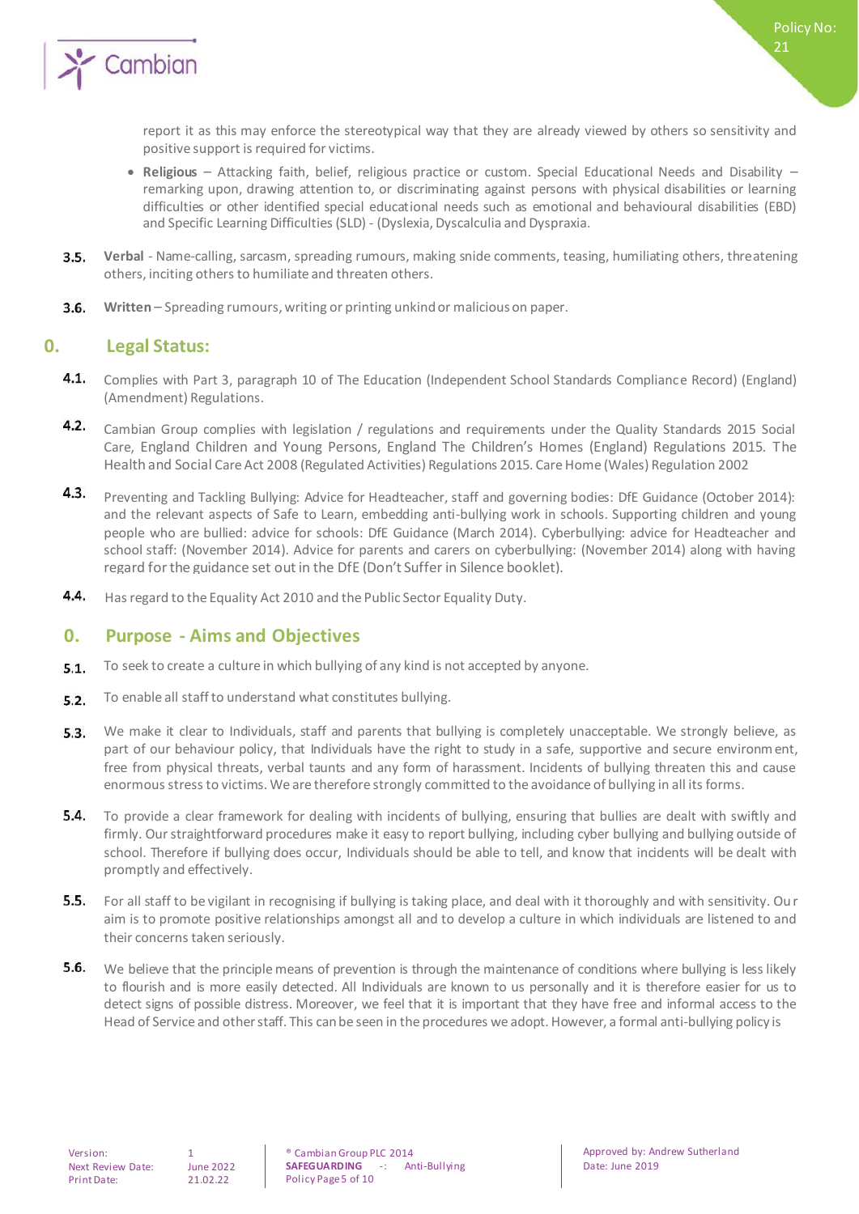report it as this may enforce the stereotypical way that they are already viewed by others so sensitivity and positive support is required for victims.

- **Religious** – Attacking faith, belief, religious practice or custom. Special Educational Needs and Disability – remarking upon, drawing attention to, or discriminating against persons with physical disabilities or learning difficulties or other identified special educational needs such as emotional and behavioural disabilities (EBD) and Specific Learning Difficulties (SLD) - (Dyslexia, Dyscalculia and Dyspraxia.

**3.5.** **Verbal** - Name-calling, sarcasm, spreading rumours, making snide comments, teasing, humiliating others, threatening others, inciting others to humiliate and threaten others.

**3.6.** **Written** – Spreading rumours, writing or printing unkind or malicious on paper.

## 0. Legal Status:

**4.1.** Complies with Part 3, paragraph 10 of The Education (Independent School Standards Compliance Record) (England) (Amendment) Regulations.

**4.2.** Cambian Group complies with legislation / regulations and requirements under the Quality Standards 2015 Social Care, England Children and Young Persons, England The Children's Homes (England) Regulations 2015. The Health and Social Care Act 2008 (Regulated Activities) Regulations 2015. Care Home (Wales) Regulation 2002

**4.3.** Preventing and Tackling Bullying: Advice for Headteacher, staff and governing bodies: DfE Guidance (October 2014): and the relevant aspects of Safe to Learn, embedding anti-bullying work in schools. Supporting children and young people who are bullied: advice for schools: DfE Guidance (March 2014). Cyberbullying: advice for Headteacher and school staff: (November 2014). Advice for parents and carers on cyberbullying: (November 2014) along with having regard for the guidance set out in the DfE (Don't Suffer in Silence booklet).

**4.4.** Has regard to the Equality Act 2010 and the Public Sector Equality Duty.

## 0. Purpose - Aims and Objectives

**5.1.** To seek to create a culture in which bullying of any kind is not accepted by anyone.

**5.2.** To enable all staff to understand what constitutes bullying.

**5.3.** We make it clear to Individuals, staff and parents that bullying is completely unacceptable. We strongly believe, as part of our behaviour policy, that Individuals have the right to study in a safe, supportive and secure environment, free from physical threats, verbal taunts and any form of harassment. Incidents of bullying threaten this and cause enormous stress to victims. We are therefore strongly committed to the avoidance of bullying in all its forms.

**5.4.** To provide a clear framework for dealing with incidents of bullying, ensuring that bullies are dealt with swiftly and firmly. Our straightforward procedures make it easy to report bullying, including cyber bullying and bullying outside of school. Therefore if bullying does occur, Individuals should be able to tell, and know that incidents will be dealt with promptly and effectively.

**5.5.** For all staff to be vigilant in recognising if bullying is taking place, and deal with it thoroughly and with sensitivity. Our aim is to promote positive relationships amongst all and to develop a culture in which individuals are listened to and their concerns taken seriously.

**5.6.** We believe that the principle means of prevention is through the maintenance of conditions where bullying is less likely to flourish and is more easily detected. All Individuals are known to us personally and it is therefore easier for us to detect signs of possible distress. Moreover, we feel that it is important that they have free and informal access to the Head of Service and other staff. This can be seen in the procedures we adopt. However, a formal anti-bullying policy is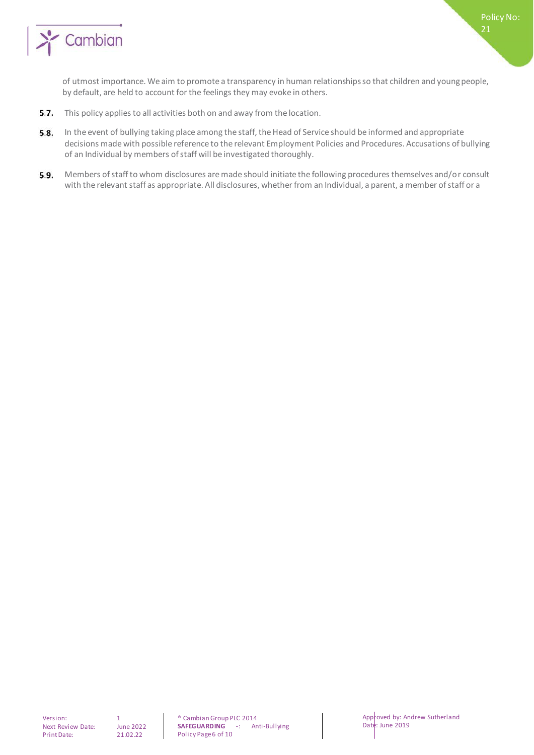of utmost importance. We aim to promote a transparency in human relationships so that children and young people, by default, are held to account for the feelings they may evoke in others.

5.7. This policy applies to all activities both on and away from the location.

5.8. In the event of bullying taking place among the staff, the Head of Service should be informed and appropriate decisions made with possible reference to the relevant Employment Policies and Procedures. Accusations of bullying of an Individual by members of staff will be investigated thoroughly.

5.9. Members of staff to whom disclosures are made should initiate the following procedures themselves and/or consult with the relevant staff as appropriate. All disclosures, whether from an Individual, a parent, a member of staff or a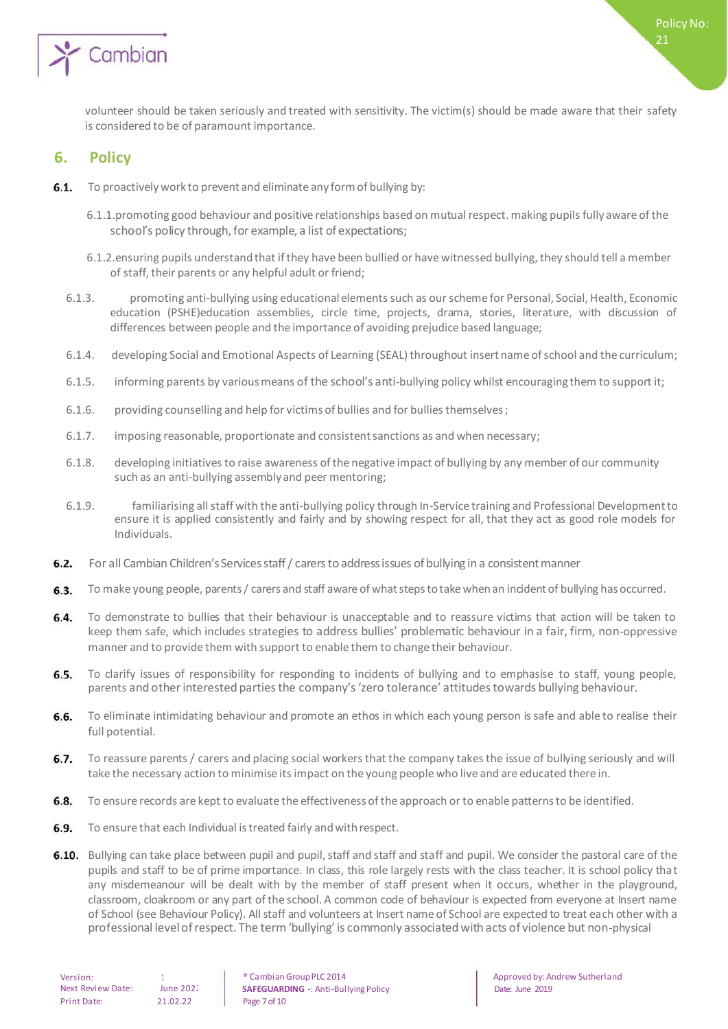volunteer should be taken seriously and treated with sensitivity. The victim(s) should be made aware that their safety is considered to be of paramount importance.

## 6. Policy

**6.1.** To proactively work to prevent and eliminate any form of bullying by:

6.1.1. promoting good behaviour and positive relationships based on mutual respect. making pupils fully aware of the school's policy through, for example, a list of expectations;

6.1.2. ensuring pupils understand that if they have been bullied or have witnessed bullying, they should tell a member of staff, their parents or any helpful adult or friend;

6.1.3. promoting anti-bullying using educational elements such as our scheme for Personal, Social, Health, Economic education (PSHE)education assemblies, circle time, projects, drama, stories, literature, with discussion of differences between people and the importance of avoiding prejudice based language;

6.1.4. developing Social and Emotional Aspects of Learning (SEAL) throughout insert name of school and the curriculum;

6.1.5. informing parents by various means of the school's anti-bullying policy whilst encouraging them to support it;

6.1.6. providing counselling and help for victims of bullies and for bullies themselves;

6.1.7. imposing reasonable, proportionate and consistent sanctions as and when necessary;

6.1.8. developing initiatives to raise awareness of the negative impact of bullying by any member of our community such as an anti-bullying assembly and peer mentoring;

6.1.9. familiarising all staff with the anti-bullying policy through In-Service training and Professional Development to ensure it is applied consistently and fairly and by showing respect for all, that they act as good role models for Individuals.

**6.2.** For all Cambian Children's Services staff / carers to address issues of bullying in a consistent manner

**6.3.** To make young people, parents / carers and staff aware of what steps to take when an incident of bullying has occurred.

**6.4.** To demonstrate to bullies that their behaviour is unacceptable and to reassure victims that action will be taken to keep them safe, which includes strategies to address bullies' problematic behaviour in a fair, firm, non-oppressive manner and to provide them with support to enable them to change their behaviour.

**6.5.** To clarify issues of responsibility for responding to incidents of bullying and to emphasise to staff, young people, parents and other interested parties the company's 'zero tolerance' attitudes towards bullying behaviour.

**6.6.** To eliminate intimidating behaviour and promote an ethos in which each young person is safe and able to realise their full potential.

**6.7.** To reassure parents / carers and placing social workers that the company takes the issue of bullying seriously and will take the necessary action to minimise its impact on the young people who live and are educated there in.

**6.8.** To ensure records are kept to evaluate the effectiveness of the approach or to enable patterns to be identified.

**6.9.** To ensure that each Individual is treated fairly and with respect.

**6.10.** Bullying can take place between pupil and pupil, staff and staff and staff and pupil. We consider the pastoral care of the pupils and staff to be of prime importance. In class, this role largely rests with the class teacher. It is school policy that any misdemeanour will be dealt with by the member of staff present when it occurs, whether in the playground, classroom, cloakroom or any part of the school. A common code of behaviour is expected from everyone at Insert name of School (see Behaviour Policy). All staff and volunteers at Insert name of School are expected to treat each other with a professional level of respect. The term 'bullying' is commonly associated with acts of violence but non-physical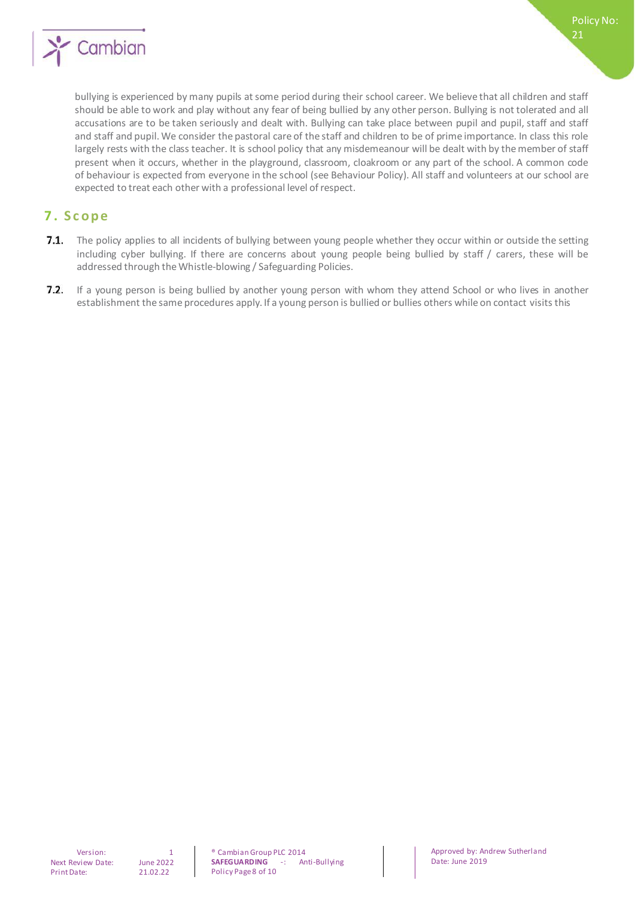bullying is experienced by many pupils at some period during their school career. We believe that all children and staff should be able to work and play without any fear of being bullied by any other person. Bullying is not tolerated and all accusations are to be taken seriously and dealt with. Bullying can take place between pupil and pupil, staff and staff and staff and pupil. We consider the pastoral care of the staff and children to be of prime importance. In class this role largely rests with the class teacher. It is school policy that any misdemeanour will be dealt with by the member of staff present when it occurs, whether in the playground, classroom, cloakroom or any part of the school. A common code of behaviour is expected from everyone in the school (see Behaviour Policy). All staff and volunteers at our school are expected to treat each other with a professional level of respect.

## 7. Scope

**7.1.** The policy applies to all incidents of bullying between young people whether they occur within or outside the setting including cyber bullying. If there are concerns about young people being bullied by staff / carers, these will be addressed through the Whistle-blowing / Safeguarding Policies.

**7.2.** If a young person is being bullied by another young person with whom they attend School or who lives in another establishment the same procedures apply. If a young person is bullied or bullies others while on contact visits this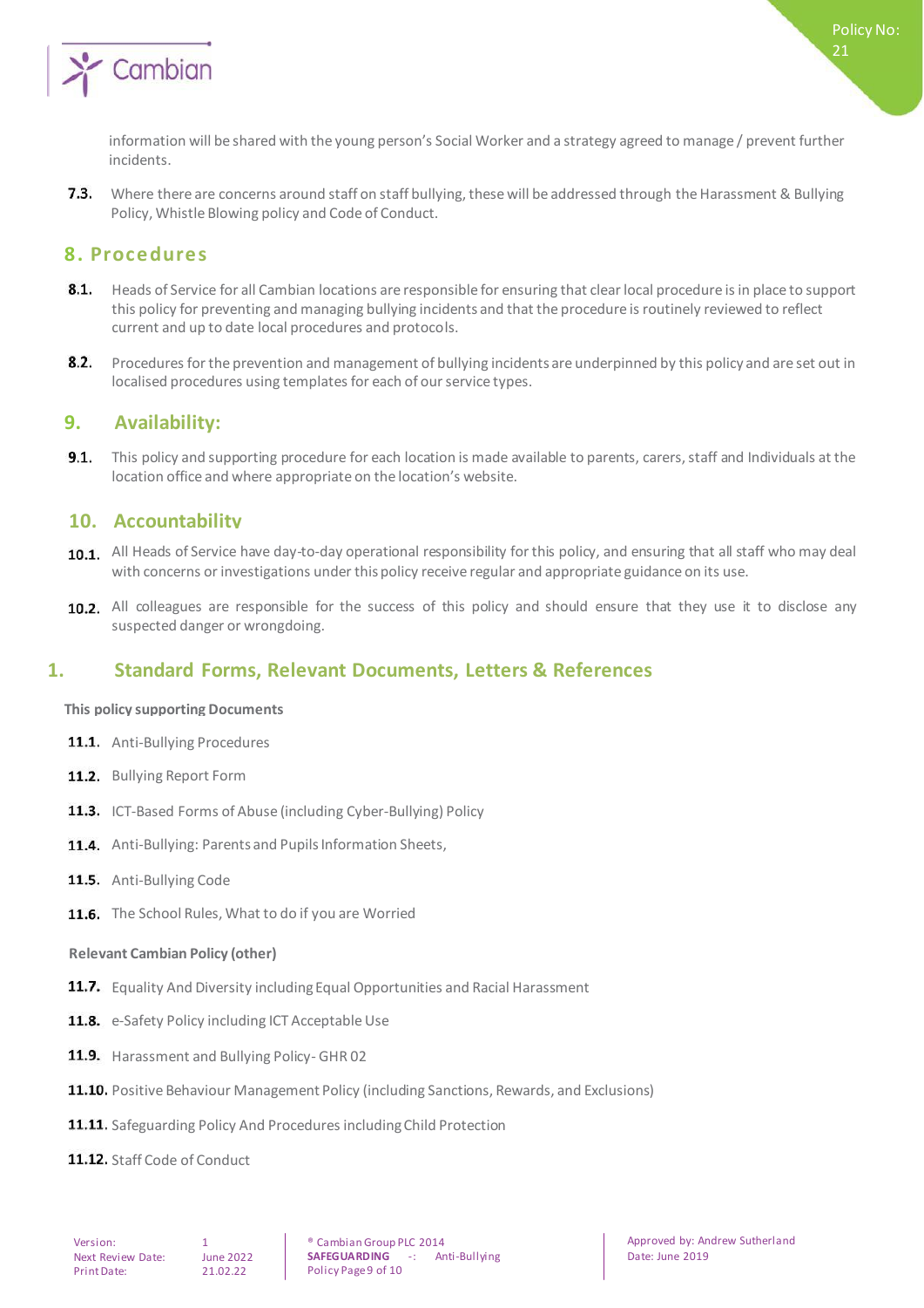information will be shared with the young person's Social Worker and a strategy agreed to manage / prevent further incidents.

**7.3.** Where there are concerns around staff on staff bullying, these will be addressed through the Harassment & Bullying Policy, Whistle Blowing policy and Code of Conduct.

## 8. Procedures

**8.1.** Heads of Service for all Cambian locations are responsible for ensuring that clear local procedure is in place to support this policy for preventing and managing bullying incidents and that the procedure is routinely reviewed to reflect current and up to date local procedures and protocols.

**8.2.** Procedures for the prevention and management of bullying incidents are underpinned by this policy and are set out in localised procedures using templates for each of our service types.

## 9. Availability:

**9.1.** This policy and supporting procedure for each location is made available to parents, carers, staff and Individuals at the location office and where appropriate on the location's website.

## 10. Accountability

**10.1.** All Heads of Service have day-to-day operational responsibility for this policy, and ensuring that all staff who may deal with concerns or investigations under this policy receive regular and appropriate guidance on its use.

**10.2.** All colleagues are responsible for the success of this policy and should ensure that they use it to disclose any suspected danger or wrongdoing.

## 1. Standard Forms, Relevant Documents, Letters & References

**This policy supporting Documents**

**11.1.** Anti-Bullying Procedures

**11.2.** Bullying Report Form

**11.3.** ICT-Based Forms of Abuse (including Cyber-Bullying) Policy

**11.4.** Anti-Bullying: Parents and Pupils Information Sheets,

**11.5.** Anti-Bullying Code

**11.6.** The School Rules, What to do if you are Worried

**Relevant Cambian Policy (other)**

**11.7.** Equality And Diversity including Equal Opportunities and Racial Harassment

**11.8.** e-Safety Policy including ICT Acceptable Use

**11.9.** Harassment and Bullying Policy- GHR 02

**11.10.** Positive Behaviour Management Policy (including Sanctions, Rewards, and Exclusions)

**11.11.** Safeguarding Policy And Procedures including Child Protection

**11.12.** Staff Code of Conduct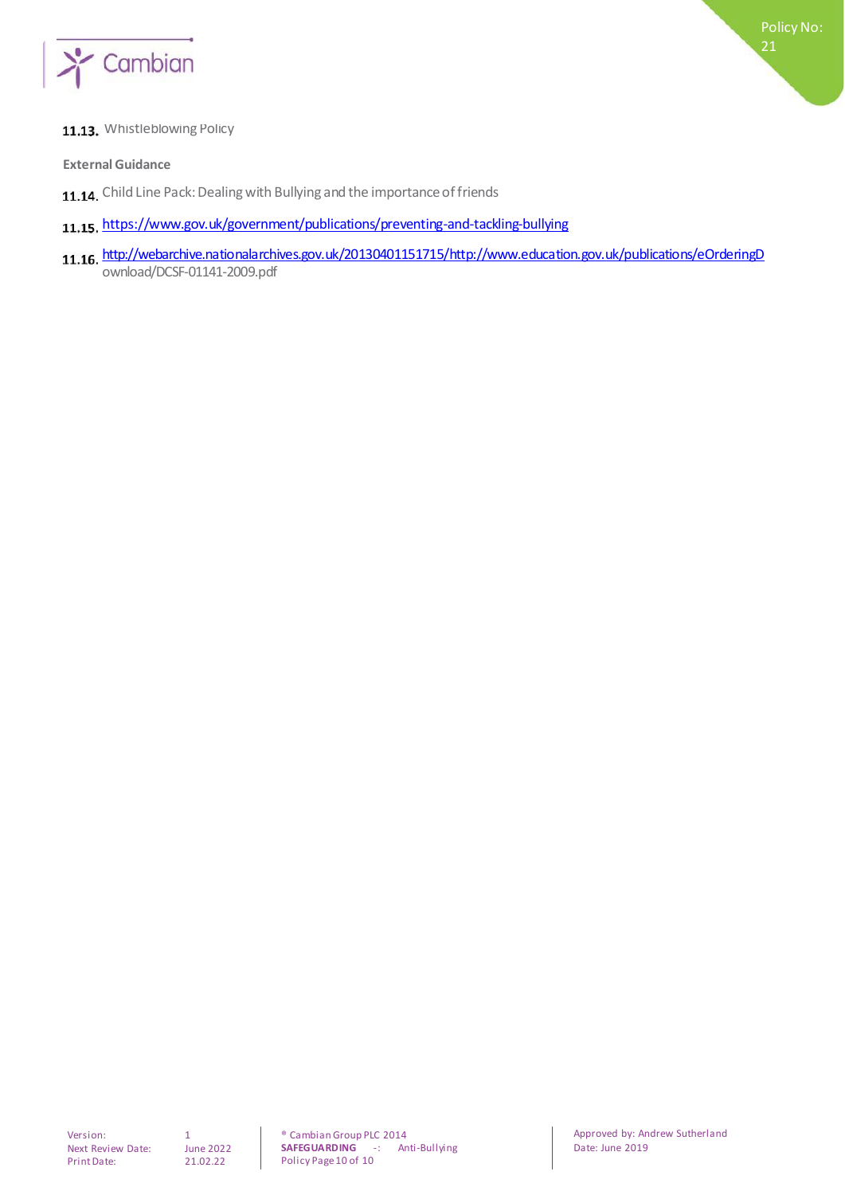11.13. Whistleblowing Policy

**External Guidance**

11.14. Child Line Pack: Dealing with Bullying and the importance of friends

11.15. https://www.gov.uk/government/publications/preventing-and-tackling-bullying

11.16. http://webarchive.nationalarchives.gov.uk/20130401151715/http://www.education.gov.uk/publications/eOrderingDownload/DCSF-01141-2009.pdf